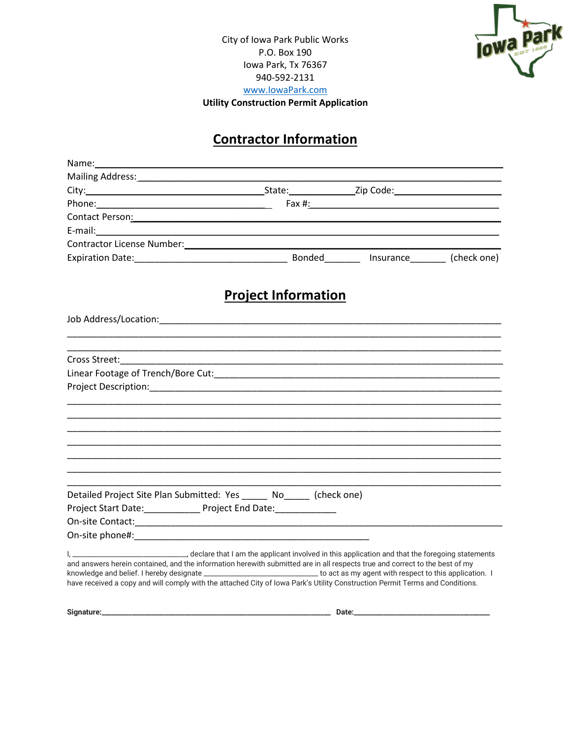City of Iowa Park Public Works
P.O. Box 190
Iowa Park, Tx 76367
940-592-2131
www.IowaPark.com

**Utility Construction Permit Application**

## Contractor Information

Name:___________________________________________________________________________

Mailing Address:__________________________________________________________________

City:________________________________State:_____________Zip Code:__________________

Phone:_________________________________ Fax #:________________________________________

Contact Person:___________________________________________________________________

E-mail:__________________________________________________________________________

Contractor License Number:__________________________________________________________

Expiration Date:______________________________ Bonded_______ Insurance_______ (check one)

## Project Information

Job Address/Location:______________________________________________________________

_________________________________________________________________________________

_________________________________________________________________________________

Cross Street:______________________________________________________________________

Linear Footage of Trench/Bore Cut:____________________________________________________

Project Description:_________________________________________________________________

_________________________________________________________________________________

_________________________________________________________________________________

_________________________________________________________________________________

_________________________________________________________________________________

_________________________________________________________________________________

_________________________________________________________________________________

_________________________________________________________________________________

Detailed Project Site Plan Submitted: Yes _____ No_____ (check one)

Project Start Date:___________ Project End Date:____________

On-site Contact:____________________________________________________________________

On-site phone#:______________________________________________

I, _____________________________, declare that I am the applicant involved in this application and that the foregoing statements and answers herein contained, and the information herewith submitted are in all respects true and correct to the best of my knowledge and belief. I hereby designate _____________________________ to act as my agent with respect to this application. I have received a copy and will comply with the attached City of Iowa Park's Utility Construction Permit Terms and Conditions.

**Signature:**_______________________________________________________________ **Date:**___________________________________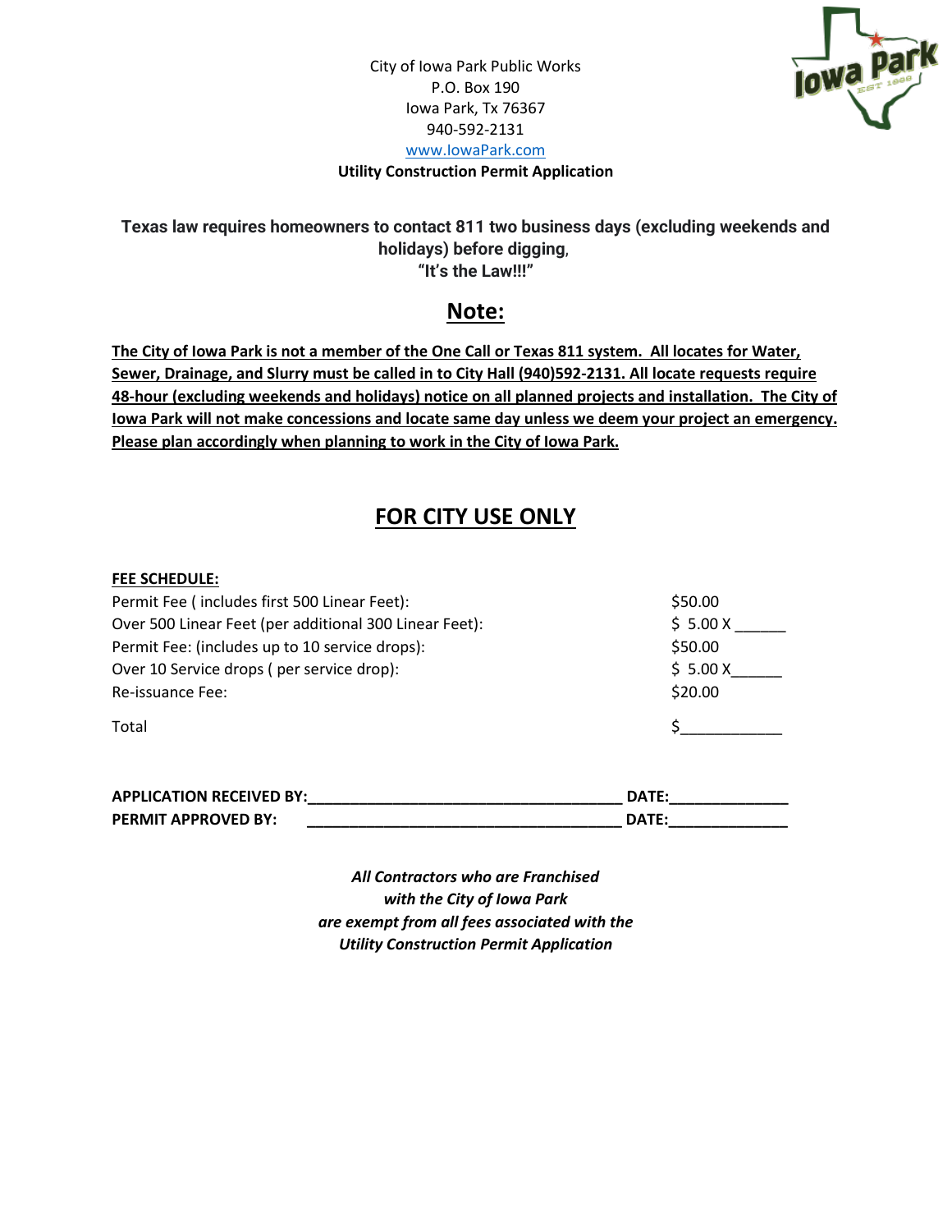City of Iowa Park Public Works
P.O. Box 190
Iowa Park, Tx 76367
940-592-2131
www.IowaPark.com

**Utility Construction Permit Application**

**Texas law requires homeowners to contact 811 two business days (excluding weekends and holidays) before digging,**
**"It's the Law!!!"**

## Note:

**The City of Iowa Park is not a member of the One Call or Texas 811 system. All locates for Water, Sewer, Drainage, and Slurry must be called in to City Hall (940)592-2131. All locate requests require 48-hour (excluding weekends and holidays) notice on all planned projects and installation. The City of Iowa Park will not make concessions and locate same day unless we deem your project an emergency. Please plan accordingly when planning to work in the City of Iowa Park.**

## FOR CITY USE ONLY

**FEE SCHEDULE:**

| | |
|---|---|
| Permit Fee ( includes first 500 Linear Feet): | $50.00 |
| Over 500 Linear Feet (per additional 300 Linear Feet): | $ 5.00 X ______ |
| Permit Fee: (includes up to 10 service drops): | $50.00 |
| Over 10 Service drops ( per service drop): | $ 5.00 X______ |
| Re-issuance Fee: | $20.00 |
| Total | $____________ |

**APPLICATION RECEIVED BY:**_____________________________________ **DATE:**______________

**PERMIT APPROVED BY:** _____________________________________ **DATE:**______________

***All Contractors who are Franchised with the City of Iowa Park are exempt from all fees associated with the Utility Construction Permit Application***